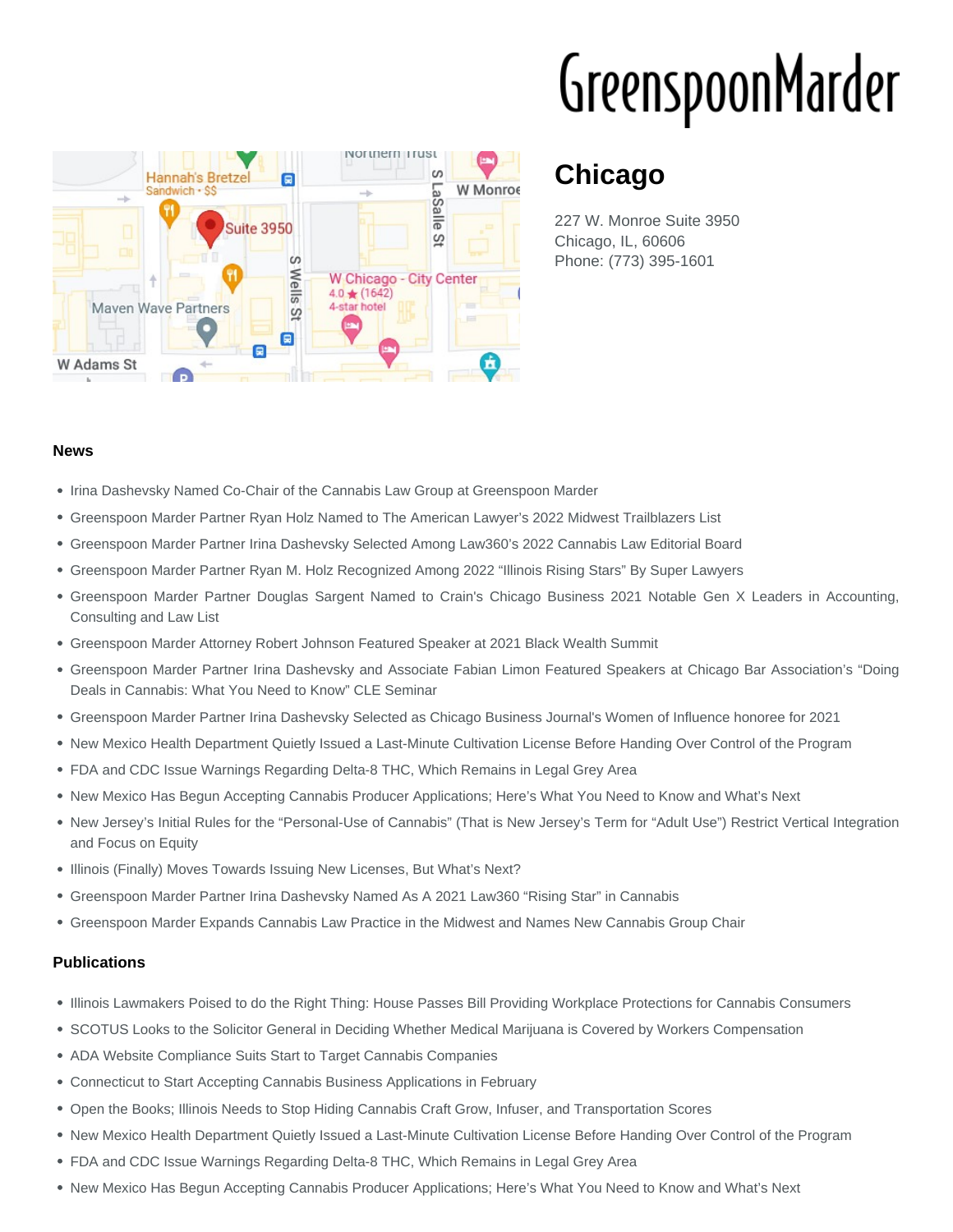GreenspoonMarder

# Chicago

227 W. Monroe Suite 3950
Chicago, IL, 60606
Phone: (773) 395-1601

### News

- Irina Dashevsky Named Co-Chair of the Cannabis Law Group at Greenspoon Marder
- Greenspoon Marder Partner Ryan Holz Named to The American Lawyer's 2022 Midwest Trailblazers List
- Greenspoon Marder Partner Irina Dashevsky Selected Among Law360's 2022 Cannabis Law Editorial Board
- Greenspoon Marder Partner Ryan M. Holz Recognized Among 2022 "Illinois Rising Stars" By Super Lawyers
- Greenspoon Marder Partner Douglas Sargent Named to Crain's Chicago Business 2021 Notable Gen X Leaders in Accounting, Consulting and Law List
- Greenspoon Marder Attorney Robert Johnson Featured Speaker at 2021 Black Wealth Summit
- Greenspoon Marder Partner Irina Dashevsky and Associate Fabian Limon Featured Speakers at Chicago Bar Association's "Doing Deals in Cannabis: What You Need to Know" CLE Seminar
- Greenspoon Marder Partner Irina Dashevsky Selected as Chicago Business Journal's Women of Influence honoree for 2021
- New Mexico Health Department Quietly Issued a Last-Minute Cultivation License Before Handing Over Control of the Program
- FDA and CDC Issue Warnings Regarding Delta-8 THC, Which Remains in Legal Grey Area
- New Mexico Has Begun Accepting Cannabis Producer Applications; Here's What You Need to Know and What's Next
- New Jersey's Initial Rules for the "Personal-Use of Cannabis" (That is New Jersey's Term for "Adult Use") Restrict Vertical Integration and Focus on Equity
- Illinois (Finally) Moves Towards Issuing New Licenses, But What's Next?
- Greenspoon Marder Partner Irina Dashevsky Named As A 2021 Law360 "Rising Star" in Cannabis
- Greenspoon Marder Expands Cannabis Law Practice in the Midwest and Names New Cannabis Group Chair

### Publications

- Illinois Lawmakers Poised to do the Right Thing: House Passes Bill Providing Workplace Protections for Cannabis Consumers
- SCOTUS Looks to the Solicitor General in Deciding Whether Medical Marijuana is Covered by Workers Compensation
- ADA Website Compliance Suits Start to Target Cannabis Companies
- Connecticut to Start Accepting Cannabis Business Applications in February
- Open the Books; Illinois Needs to Stop Hiding Cannabis Craft Grow, Infuser, and Transportation Scores
- New Mexico Health Department Quietly Issued a Last-Minute Cultivation License Before Handing Over Control of the Program
- FDA and CDC Issue Warnings Regarding Delta-8 THC, Which Remains in Legal Grey Area
- New Mexico Has Begun Accepting Cannabis Producer Applications; Here's What You Need to Know and What's Next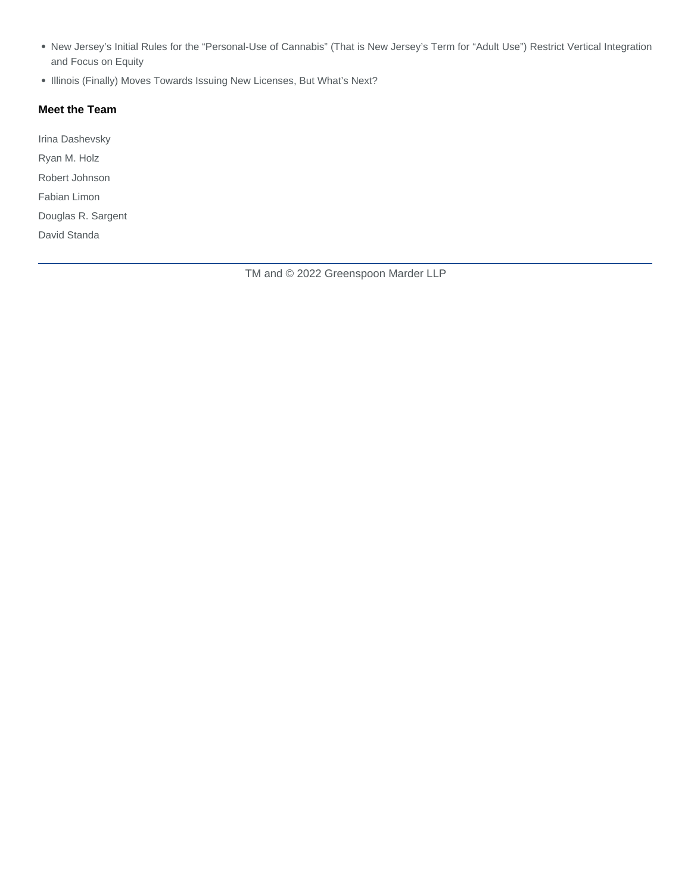- New Jersey's Initial Rules for the "Personal-Use of Cannabis" (That is New Jersey's Term for "Adult Use") Restrict Vertical Integration and Focus on Equity
- Illinois (Finally) Moves Towards Issuing New Licenses, But What's Next?

### Meet the Team

Irina Dashevsky

Ryan M. Holz

Robert Johnson

Fabian Limon

Douglas R. Sargent

David Standa

---

TM and © 2022 Greenspoon Marder LLP